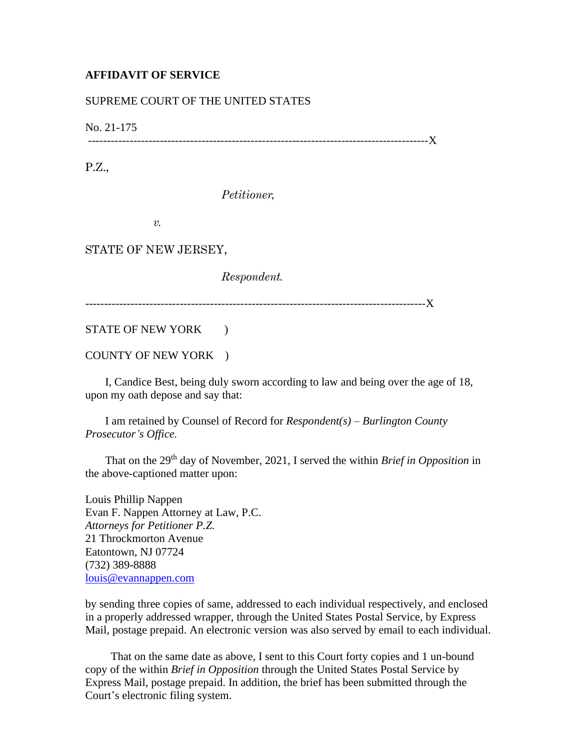**AFFIDAVIT OF SERVICE**

SUPREME COURT OF THE UNITED STATES

No. 21-175

---------------------------------------------------------------------------------------X

P.Z.,

*Petitioner,*

*v.*

STATE OF NEW JERSEY,

*Respondent.*

---------------------------------------------------------------------------------------X

STATE OF NEW YORK )

COUNTY OF NEW YORK )

I, Candice Best, being duly sworn according to law and being over the age of 18, upon my oath depose and say that:

I am retained by Counsel of Record for *Respondent(s) – Burlington County Prosecutor's Office.*

That on the 29th day of November, 2021, I served the within *Brief in Opposition* in the above-captioned matter upon:

Louis Phillip Nappen  
Evan F. Nappen Attorney at Law, P.C.  
*Attorneys for Petitioner P.Z.*  
21 Throckmorton Avenue  
Eatontown, NJ 07724  
(732) 389-8888  
louis@evannappen.com

by sending three copies of same, addressed to each individual respectively, and enclosed in a properly addressed wrapper, through the United States Postal Service, by Express Mail, postage prepaid. An electronic version was also served by email to each individual.

That on the same date as above, I sent to this Court forty copies and 1 un-bound copy of the within *Brief in Opposition* through the United States Postal Service by Express Mail, postage prepaid. In addition, the brief has been submitted through the Court's electronic filing system.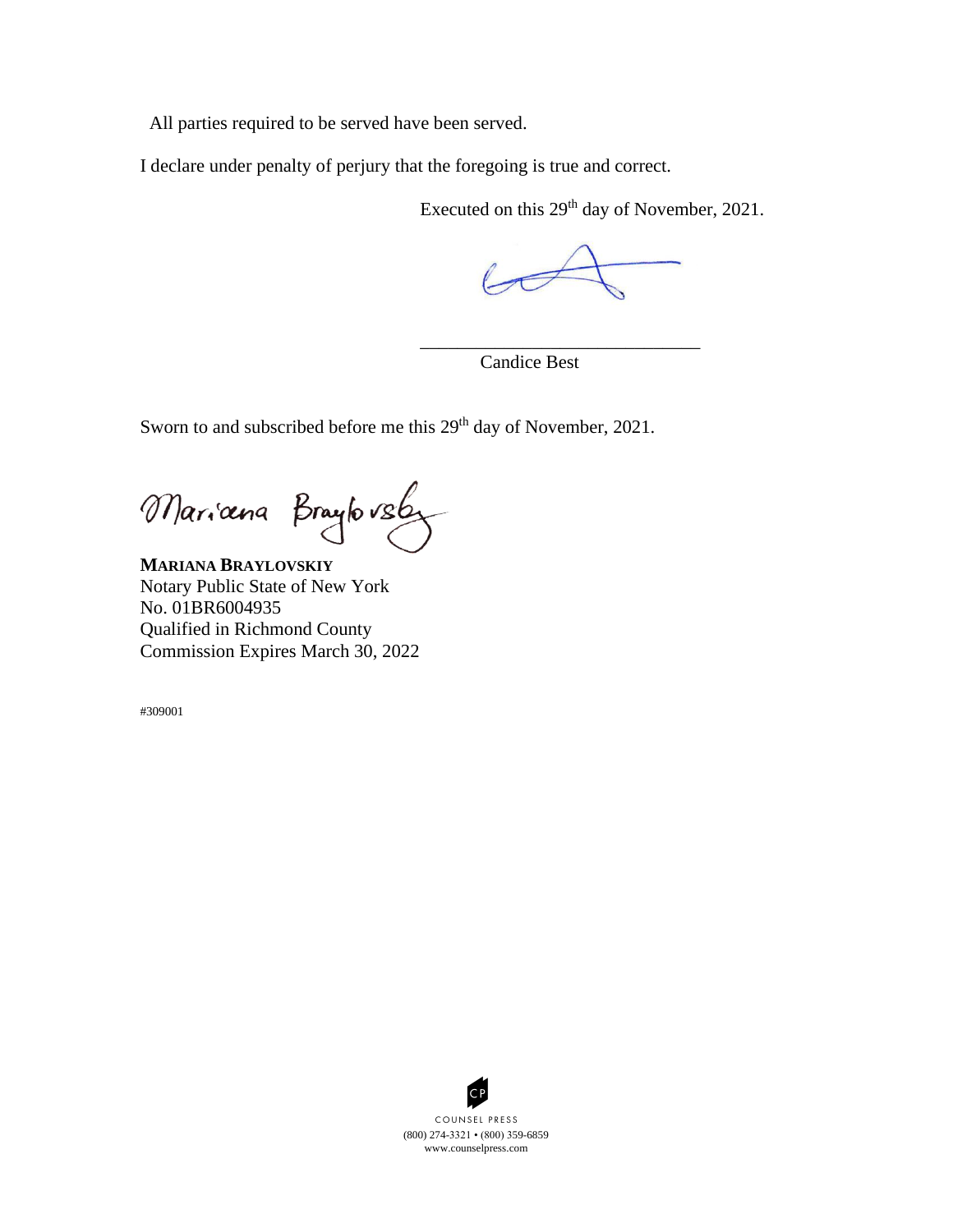All parties required to be served have been served.

I declare under penalty of perjury that the foregoing is true and correct.

Executed on this 29th day of November, 2021.

\_\_\_\_\_\_\_\_\_\_\_\_\_\_\_\_\_\_\_\_\_\_\_\_\_\_\_\_\_\_\_\_

Candice Best

Sworn to and subscribed before me this 29th day of November, 2021.

**MARIANA BRAYLOVSKIY**
Notary Public State of New York
No. 01BR6004935
Qualified in Richmond County
Commission Expires March 30, 2022

#309001

COUNSEL PRESS
(800) 274-3321 • (800) 359-6859
www.counselpress.com